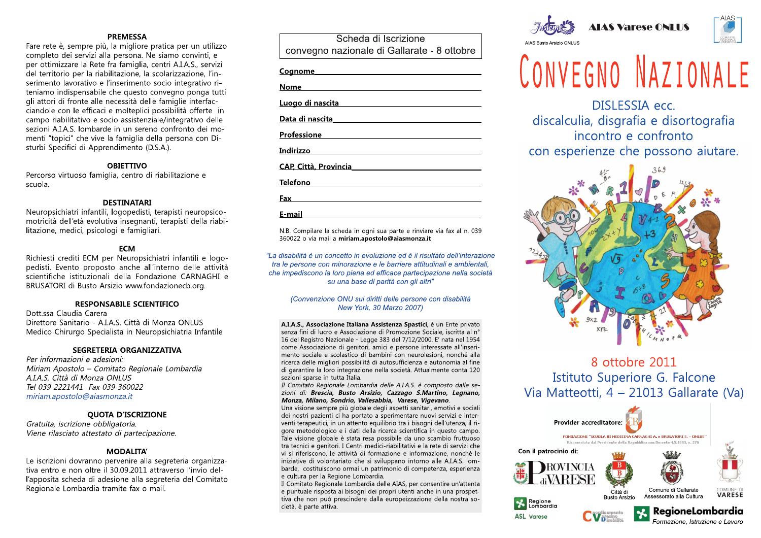## PREMESSA

Fare rete è, sempre più, la migliore pratica per un utilizzo completo dei servizi alla persona. Ne siamo convinti, e per ottimizzare la Rete fra famiglia, centri A.I.A.S., servizi del territorio per la riabilitazione, la scolarizzazione, l'inserimento lavorativo e l'inserimento socio integrativo riteniamo indispensabile che questo convegno ponga tutti gli attori di fronte alle necessità delle famiglie interfacciandole con le efficaci e molteplici possibilità offerte in campo riabilitativo e socio assistenziale/integrativo delle sezioni A.I.A.S. lombarde in un sereno confronto dei momenti "topici" che vive la famiglia della persona con Disturbi Specifici di Apprendimento (D.S.A.).

## OBIETTIVO

Percorso virtuoso famiglia, centro di riabilitazione e scuola.

## DESTINATARI

Neuropsichiatri infantili, logopedisti, terapisti neuropsicomotricità dell'età evolutiva insegnanti, terapisti della riabilitazione, medici, psicologi e famigliari.

## ECM

Richiesti crediti ECM per Neuropsichiatri infantili e logopedisti. Evento proposto anche all'interno delle attività scientifiche istituzionali della Fondazione CARNAGHI e BRUSATORI di Busto Arsizio www.fondazionecb.org.

## RESPONSABILE SCIENTIFICO

Dott.ssa Claudia Carera
Direttore Sanitario - A.I.A.S. Città di Monza ONLUS
Medico Chirurgo Specialista in Neuropsichiatria Infantile

## SEGRETERIA ORGANIZZATIVA

*Per informazioni e adesioni:*
*Miriam Apostolo – Comitato Regionale Lombardia*
*A.I.A.S. Città di Monza ONLUS*
*Tel 039 2221441 Fax 039 360022*
*miriam.apostolo@aiasmonza.it*

## QUOTA D'ISCRIZIONE

*Gratuita, iscrizione obbligatoria.*
*Viene rilasciato attestato di partecipazione.*

## MODALITA'

Le iscrizioni dovranno pervenire alla segreteria organizzativa entro e non oltre il 30.09.2011 attraverso l'invio dell'apposita scheda di adesione alla segreteria del Comitato Regionale Lombardia tramite fax o mail.

---

**Scheda di Iscrizione**
**convegno nazionale di Gallarate - 8 ottobre**

**Cognome** \_\_\_\_\_\_\_\_\_\_\_\_\_\_\_\_\_\_\_\_\_\_\_\_\_\_\_\_\_\_\_\_\_\_

**Nome** \_\_\_\_\_\_\_\_\_\_\_\_\_\_\_\_\_\_\_\_\_\_\_\_\_\_\_\_\_\_\_\_\_\_

**Luogo di nascita** \_\_\_\_\_\_\_\_\_\_\_\_\_\_\_\_\_\_\_\_\_\_\_\_\_\_\_\_\_\_\_\_\_\_

**Data di nascita** \_\_\_\_\_\_\_\_\_\_\_\_\_\_\_\_\_\_\_\_\_\_\_\_\_\_\_\_\_\_\_\_\_\_

**Professione** \_\_\_\_\_\_\_\_\_\_\_\_\_\_\_\_\_\_\_\_\_\_\_\_\_\_\_\_\_\_\_\_\_\_

**Indirizzo** \_\_\_\_\_\_\_\_\_\_\_\_\_\_\_\_\_\_\_\_\_\_\_\_\_\_\_\_\_\_\_\_\_\_

**CAP, Città, Provincia** \_\_\_\_\_\_\_\_\_\_\_\_\_\_\_\_\_\_\_\_\_\_\_\_\_\_\_\_\_\_\_\_\_\_

**Telefono** \_\_\_\_\_\_\_\_\_\_\_\_\_\_\_\_\_\_\_\_\_\_\_\_\_\_\_\_\_\_\_\_\_\_

**Fax** \_\_\_\_\_\_\_\_\_\_\_\_\_\_\_\_\_\_\_\_\_\_\_\_\_\_\_\_\_\_\_\_\_\_

**E-mail** \_\_\_\_\_\_\_\_\_\_\_\_\_\_\_\_\_\_\_\_\_\_\_\_\_\_\_\_\_\_\_\_\_\_

N.B. Compilare la scheda in ogni sua parte e rinviare via fax al n. 039 360022 o via mail a **miriam.apostolo@aiasmonza.it**

*"La disabilità è un concetto in evoluzione ed è il risultato dell'interazione tra le persone con minorazione e le barriere attitudinali e ambientali, che impediscono la loro piena ed efficace partecipazione nella società su una base di parità con gli altri"*

*(Convenzione ONU sui diritti delle persone con disabilità New York, 30 Marzo 2007)*

**A.I.A.S., Associazione Italiana Assistenza Spastici**, è un Ente privato senza fini di lucro e Associazione di Promozione Sociale, iscritta al n° 16 del Registro Nazionale - Legge 383 del 7/12/2000. E' nata nel 1954 come Associazione di genitori, amici e persone interessate all'inserimento sociale e scolastico di bambini con neurolesioni, nonché alla ricerca delle migliori possibilità di autosufficienza e autonomia al fine di garantire la loro integrazione nella società. Attualmente conta 120 sezioni sparse in tutta Italia.

*Il Comitato Regionale Lombardia delle A.I.A.S. è composto dalle sezioni di: **Brescia, Busto Arsizio, Cazzago S.Martino, Legnano, Monza, Milano, Sondrio, Vallesabbia, Varese, Vigevano.***

Una visione sempre più globale degli aspetti sanitari, emotivi e sociali dei nostri pazienti ci ha portato a sperimentare nuovi servizi e interventi terapeutici, in un attento equilibrio tra i bisogni dell'utenza, il rigore metodologico e i dati della ricerca scientifica in questo campo. Tale visione globale è stata resa possibile da uno scambio fruttuoso tra tecnici e genitori. I Centri medici-riabilitativi e la rete di servizi che vi si riferiscono, le attività di formazione e informazione, nonché le iniziative di volontariato che si sviluppano intorno alle A.I.A.S. lombarde, costituiscono ormai un patrimonio di competenza, esperienza e cultura per la Regione Lombardia.

Il Comitato Regionale Lombardia delle AIAS, per consentire un'attenta e puntuale risposta ai bisogni dei propri utenti anche in una prospettiva che non può prescindere dalla europeizzazione della nostra società, è parte attiva.

---

Insieme — AIAS Busto Arsizio ONLUS

**AIAS Varese ONLUS**

AIAS — Comitato Regionale Lombardia

# CONVEGNO NAZIONALE

## DISLESSIA ecc.
## discalculia, disgrafia e disortografia
## incontro e confronto
## con esperienze che possono aiutare.

**8 ottobre 2011**
**Istituto Superiore G. Falcone**
**Via Matteotti, 4 – 21013 Gallarate (Va)**

**Provider accreditatore:**
FONDAZIONE "SCUOLA DI MEDICINA CARNAGHI A. e BRUSATORI S. - ONLUS"
Riconosciuta dal Presidente della Repubblica con Decreto 4.5.1983, n. 276

**Con il patrocinio di:**

Provincia di Varese
Città di Busto Arsizio
Comune di Gallarate Assessorato alla Cultura
Comune di Varese
Regione Lombardia ASL Varese
Coordinamento Varesino Disabilità
RegioneLombardia Formazione, Istruzione e Lavoro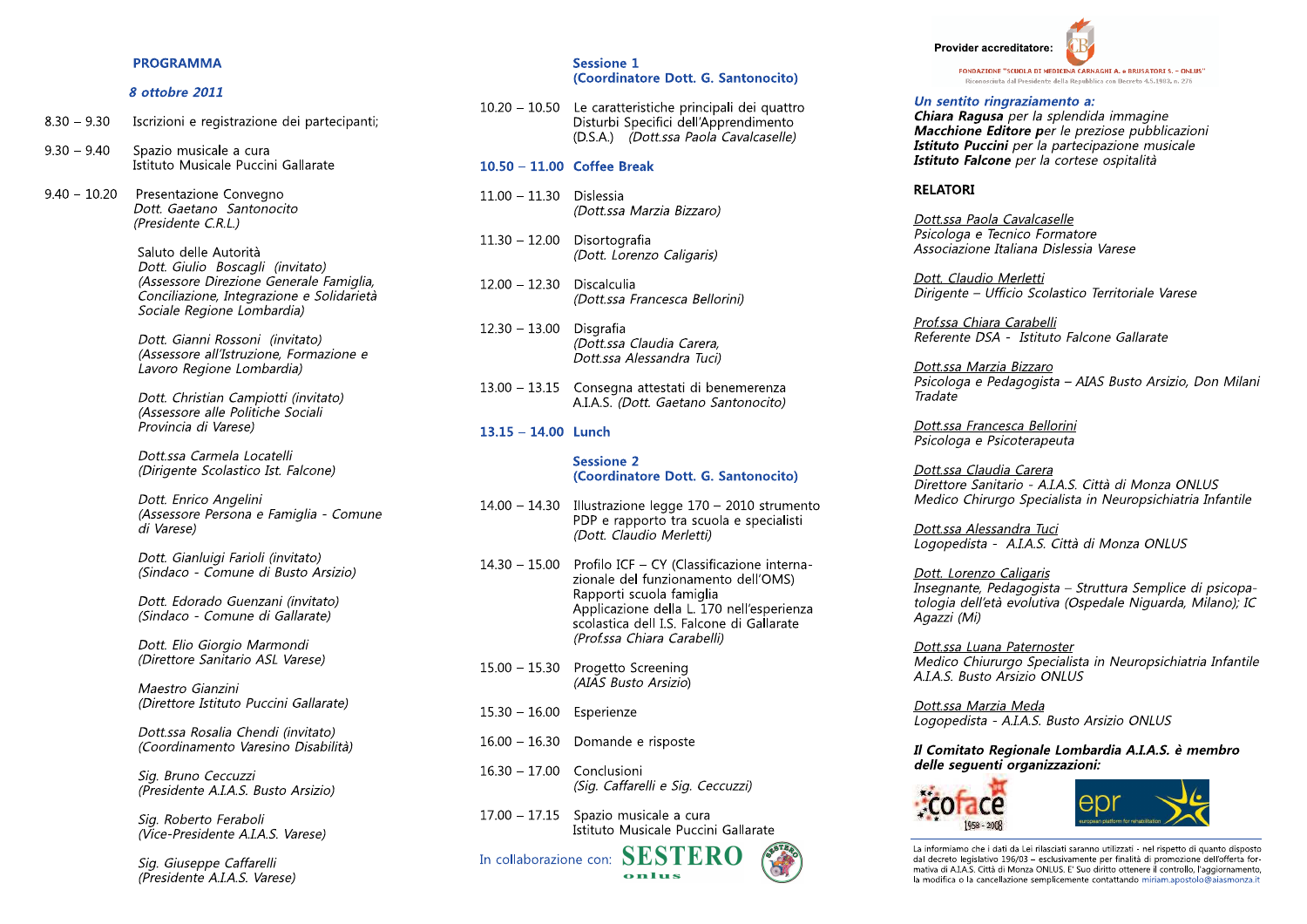## PROGRAMMA

### *8 ottobre 2011*

8.30 – 9.30 Iscrizioni e registrazione dei partecipanti;

9.30 – 9.40 Spazio musicale a cura
Istituto Musicale Puccini Gallarate

9.40 – 10.20 Presentazione Convegno
*Dott. Gaetano Santonocito*
*(Presidente C.R.L.)*

Saluto delle Autorità
*Dott. Giulio Boscagli (invitato)*
*(Assessore Direzione Generale Famiglia, Conciliazione, Integrazione e Solidarietà Sociale Regione Lombardia)*

*Dott. Gianni Rossoni (invitato)*
*(Assessore all'Istruzione, Formazione e Lavoro Regione Lombardia)*

*Dott. Christian Campiotti (invitato)*
*(Assessore alle Politiche Sociali Provincia di Varese)*

*Dott.ssa Carmela Locatelli*
*(Dirigente Scolastico Ist. Falcone)*

*Dott. Enrico Angelini*
*(Assessore Persona e Famiglia - Comune di Varese)*

*Dott. Gianluigi Farioli (invitato)*
*(Sindaco - Comune di Busto Arsizio)*

*Dott. Edorado Guenzani (invitato)*
*(Sindaco - Comune di Gallarate)*

*Dott. Elio Giorgio Marmondi*
*(Direttore Sanitario ASL Varese)*

*Maestro Gianzini*
*(Direttore Istituto Puccini Gallarate)*

*Dott.ssa Rosalia Chendi (invitato)*
*(Coordinamento Varesino Disabilità)*

*Sig. Bruno Ceccuzzi*
*(Presidente A.I.A.S. Busto Arsizio)*

*Sig. Roberto Feraboli*
*(Vice-Presidente A.I.A.S. Varese)*

*Sig. Giuseppe Caffarelli*
*(Presidente A.I.A.S. Varese)*

### Sessione 1
### (Coordinatore Dott. G. Santonocito)

10.20 – 10.50 Le caratteristiche principali dei quattro Disturbi Specifici dell'Apprendimento (D.S.A.) *(Dott.ssa Paola Cavalcaselle)*

**10.50 – 11.00 Coffee Break**

11.00 – 11.30 Dislessia
*(Dott.ssa Marzia Bizzaro)*

11.30 – 12.00 Disortografia
*(Dott. Lorenzo Caligaris)*

12.00 – 12.30 Discalculia
*(Dott.ssa Francesca Bellorini)*

12.30 – 13.00 Disgrafia
*(Dott.ssa Claudia Carera, Dott.ssa Alessandra Tuci)*

13.00 – 13.15 Consegna attestati di benemerenza A.I.A.S. *(Dott. Gaetano Santonocito)*

**13.15 – 14.00 Lunch**

### Sessione 2
### (Coordinatore Dott. G. Santonocito)

14.00 – 14.30 Illustrazione legge 170 – 2010 strumento PDP e rapporto tra scuola e specialisti
*(Dott. Claudio Merletti)*

14.30 – 15.00 Profilo ICF – CY (Classificazione internazionale del funzionamento dell'OMS)
Rapporti scuola famiglia
Applicazione della L. 170 nell'esperienza scolastica dell I.S. Falcone di Gallarate
*(Prof.ssa Chiara Carabelli)*

15.00 – 15.30 Progetto Screening
*(AIAS Busto Arsizio)*

15.30 – 16.00 Esperienze

16.00 – 16.30 Domande e risposte

16.30 – 17.00 Conclusioni
*(Sig. Caffarelli e Sig. Ceccuzzi)*

17.00 – 17.15 Spazio musicale a cura
Istituto Musicale Puccini Gallarate

In collaborazione con: SESTERO onlus

**Provider accreditatore:**
FONDAZIONE "SCUOLA DI MEDICINA CARNAGHI A. e BRUSATORI S. - ONLUS"
Riconosciuta dal Presidente della Repubblica con Decreto 4.5.1983, n. 276

***Un sentito ringraziamento a:***
***Chiara Ragusa*** *per la splendida immagine*
***Macchione Editore*** *per le preziose pubblicazioni*
***Istituto Puccini*** *per la partecipazione musicale*
***Istituto Falcone*** *per la cortese ospitalità*

## RELATORI

*Dott.ssa Paola Cavalcaselle*
*Psicologa e Tecnico Formatore*
*Associazione Italiana Dislessia Varese*

*Dott. Claudio Merletti*
*Dirigente – Ufficio Scolastico Territoriale Varese*

*Prof.ssa Chiara Carabelli*
*Referente DSA - Istituto Falcone Gallarate*

*Dott.ssa Marzia Bizzaro*
*Psicologa e Pedagogista – AIAS Busto Arsizio, Don Milani Tradate*

*Dott.ssa Francesca Bellorini*
*Psicologa e Psicoterapeuta*

*Dott.ssa Claudia Carera*
*Direttore Sanitario - A.I.A.S. Città di Monza ONLUS*
*Medico Chirurgo Specialista in Neuropsichiatria Infantile*

*Dott.ssa Alessandra Tuci*
*Logopedista - A.I.A.S. Città di Monza ONLUS*

*Dott. Lorenzo Caligaris*
*Insegnante, Pedagogista – Struttura Semplice di psicopatologia dell'età evolutiva (Ospedale Niguarda, Milano); IC Agazzi (Mi)*

*Dott.ssa Luana Paternoster*
*Medico Chiurgo Specialista in Neuropsichiatria Infantile*
*A.I.A.S. Busto Arsizio ONLUS*

*Dott.ssa Marzia Meda*
*Logopedista - A.I.A.S. Busto Arsizio ONLUS*

***Il Comitato Regionale Lombardia A.I.A.S. è membro delle seguenti organizzazioni:***

coface 1958 - 2008
epr european platform for rehabilitation

La informiamo che i dati da Lei rilasciati saranno utilizzati - nel rispetto di quanto disposto dal decreto legislativo 196/03 – esclusivamente per finalità di promozione dell'offerta formativa di A.I.A.S. Città di Monza ONLUS. E' Suo diritto ottenere il controllo, l'aggiornamento, la modifica o la cancellazione semplicemente contattando miriam.apostolo@aiasmonza.it